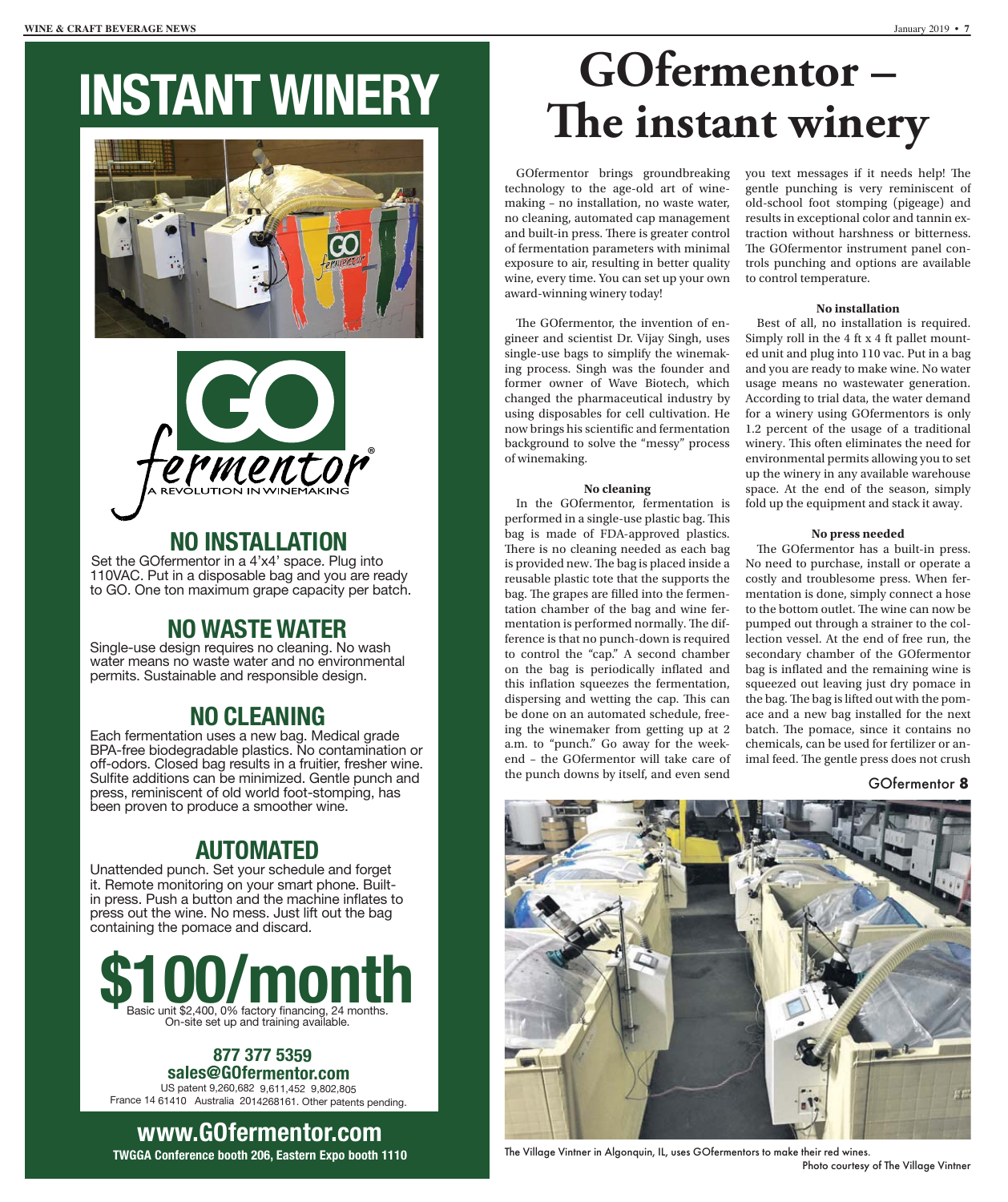# INSTANT WINERY

GO fermentor®
A REVOLUTION IN WINEMAKING

## NO INSTALLATION

Set the GOfermentor in a 4'x4' space. Plug into 110VAC. Put in a disposable bag and you are ready to GO. One ton maximum grape capacity per batch.

## NO WASTE WATER

Single-use design requires no cleaning. No wash water means no waste water and no environmental permits. Sustainable and responsible design.

## NO CLEANING

Each fermentation uses a new bag. Medical grade BPA-free biodegradable plastics. No contamination or off-odors. Closed bag results in a fruitier, fresher wine. Sulfite additions can be minimized. Gentle punch and press, reminiscent of old world foot-stomping, has been proven to produce a smoother wine.

## AUTOMATED

Unattended punch. Set your schedule and forget it. Remote monitoring on your smart phone. Built-in press. Push a button and the machine inflates to press out the wine. No mess. Just lift out the bag containing the pomace and discard.

## $100/month

Basic unit $2,400, 0% factory financing, 24 months.
On-site set up and training available.

**877 377 5359**
**sales@GOfermentor.com**

US patent 9,260,682 9,611,452 9,802,805
France 14 61410 Australia 2014268161. Other patents pending.

**www.GOfermentor.com**
**TWGGA Conference booth 206, Eastern Expo booth 1110**

# GOfermentor – The instant winery

GOfermentor brings groundbreaking technology to the age-old art of winemaking – no installation, no waste water, no cleaning, automated cap management and built-in press. There is greater control of fermentation parameters with minimal exposure to air, resulting in better quality wine, every time. You can set up your own award-winning winery today!

The GOfermentor, the invention of engineer and scientist Dr. Vijay Singh, uses single-use bags to simplify the winemaking process. Singh was the founder and former owner of Wave Biotech, which changed the pharmaceutical industry by using disposables for cell cultivation. He now brings his scientific and fermentation background to solve the "messy" process of winemaking.

**No cleaning**

In the GOfermentor, fermentation is performed in a single-use plastic bag. This bag is made of FDA-approved plastics. There is no cleaning needed as each bag is provided new. The bag is placed inside a reusable plastic tote that supports the bag. The grapes are filled into the fermentation chamber of the bag and wine fermentation is performed normally. The difference is that no punch-down is required to control the "cap." A second chamber on the bag is periodically inflated and this inflation squeezes the fermentation, dispersing and wetting the cap. This can be done on an automated schedule, freeing the winemaker from getting up at 2 a.m. to "punch." Go away for the weekend – the GOfermentor will take care of the punch downs by itself, and even send you text messages if it needs help! The gentle punching is very reminiscent of old-school foot stomping (pigeage) and results in exceptional color and tannin extraction without harshness or bitterness. The GOfermentor instrument panel controls punching and options are available to control temperature.

**No installation**

Best of all, no installation is required. Simply roll in the 4 ft x 4 ft pallet mounted unit and plug into 110 vac. Put in a bag and you are ready to make wine. No water usage means no wastewater generation. According to trial data, the water demand for a winery using GOfermentors is only 1.2 percent of the usage of a traditional winery. This often eliminates the need for environmental permits allowing you to set up the winery in any available warehouse space. At the end of the season, simply fold up the equipment and stack it away.

**No press needed**

The GOfermentor has a built-in press. No need to purchase, install or operate a costly and troublesome press. When fermentation is done, simply connect a hose to the bottom outlet. The wine can now be pumped out through a strainer to the collection vessel. At the end of free run, the secondary chamber of the GOfermentor bag is inflated and the remaining wine is squeezed out leaving just dry pomace in the bag. The bag is lifted out with the pomace and a new bag installed for the next batch. The pomace, since it contains no chemicals, can be used for fertilizer or animal feed. The gentle press does not crush

GOfermentor **8**

The Village Vintner in Algonquin, IL, uses GOfermentors to make their red wines.
Photo courtesy of The Village Vintner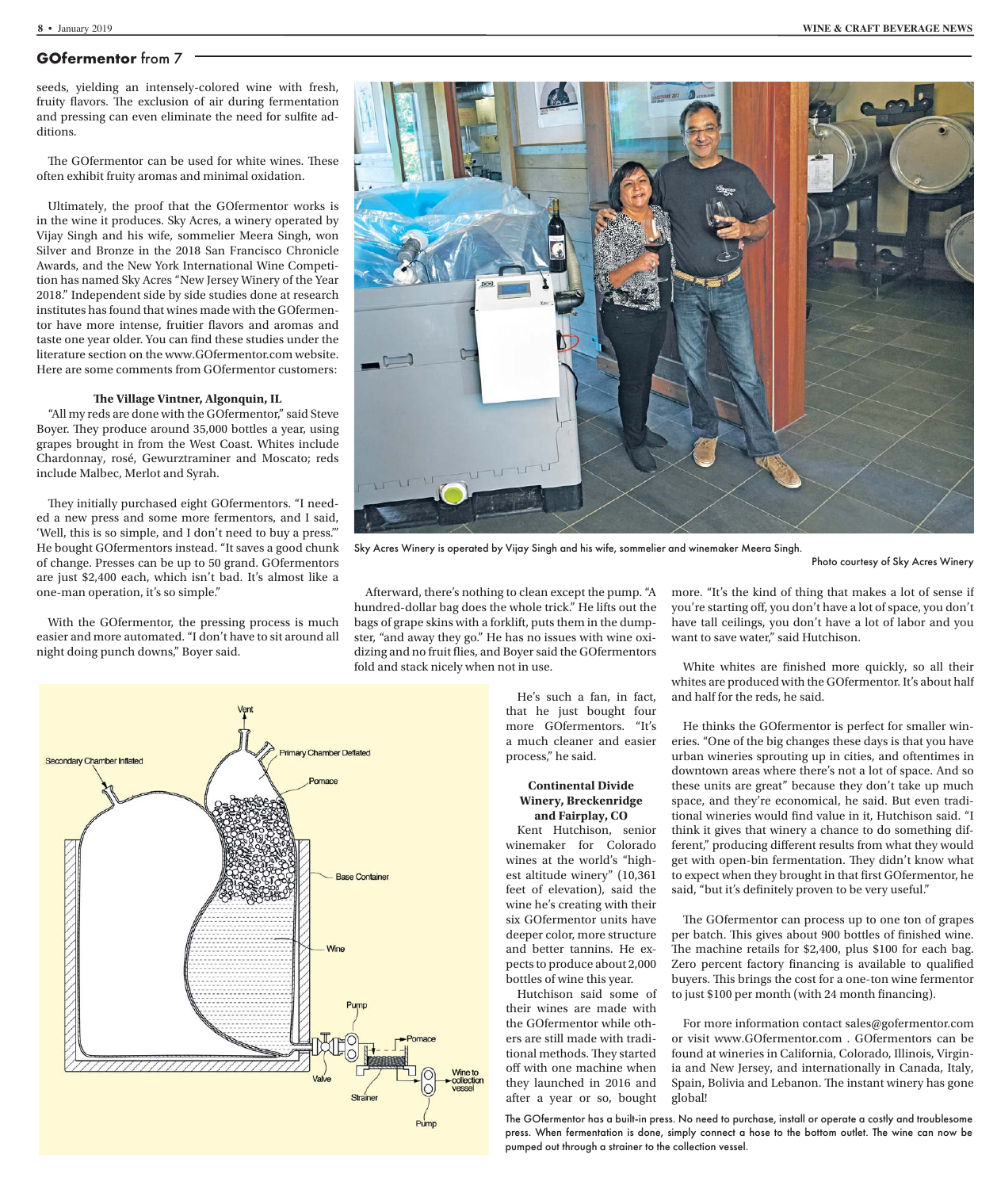## GOfermentor from 7

seeds, yielding an intensely-colored wine with fresh, fruity flavors. The exclusion of air during fermentation and pressing can even eliminate the need for sulfite additions.

The GOfermentor can be used for white wines. These often exhibit fruity aromas and minimal oxidation.

Ultimately, the proof that the GOfermentor works is in the wine it produces. Sky Acres, a winery operated by Vijay Singh and his wife, sommelier Meera Singh, won Silver and Bronze in the 2018 San Francisco Chronicle Awards, and the New York International Wine Competition has named Sky Acres "New Jersey Winery of the Year 2018." Independent side by side studies done at research institutes has found that wines made with the GOfermentor have more intense, fruitier flavors and aromas and taste one year older. You can find these studies under the literature section on the www.GOfermentor.com website. Here are some comments from GOfermentor customers:

**The Village Vintner, Algonquin, IL**

"All my reds are done with the GOfermentor," said Steve Boyer. They produce around 35,000 bottles a year, using grapes brought in from the West Coast. Whites include Chardonnay, rosé, Gewurztraminer and Moscato; reds include Malbec, Merlot and Syrah.

They initially purchased eight GOfermentors. "I needed a new press and some more fermentors, and I said, 'Well, this is so simple, and I don't need to buy a press.'" He bought GOfermentors instead. "It saves a good chunk of change. Presses can be up to 50 grand. GOfermentors are just $2,400 each, which isn't bad. It's almost like a one-man operation, it's so simple."

With the GOfermentor, the pressing process is much easier and more automated. "I don't have to sit around all night doing punch downs," Boyer said.

Sky Acres Winery is operated by Vijay Singh and his wife, sommelier and winemaker Meera Singh.

Photo courtesy of Sky Acres Winery

Afterward, there's nothing to clean except the pump. "A hundred-dollar bag does the whole trick." He lifts out the bags of grape skins with a forklift, puts them in the dumpster, "and away they go." He has no issues with wine oxidizing and no fruit flies, and Boyer said the GOfermentors fold and stack nicely when not in use.

He's such a fan, in fact, that he just bought four more GOfermentors. "It's a much cleaner and easier process," he said.

**Continental Divide Winery, Breckenridge and Fairplay, CO**

Kent Hutchison, senior winemaker for Colorado wines at the world's "highest altitude winery" (10,361 feet of elevation), said the wine he's creating with their six GOfermentor units have deeper color, more structure and better tannins. He expects to produce about 2,000 bottles of wine this year.

Hutchison said some of their wines are made with the GOfermentor while others are still made with traditional methods. They started off with one machine when they launched in 2016 and after a year or so, bought more. "It's the kind of thing that makes a lot of sense if you're starting off, you don't have a lot of space, you don't have tall ceilings, you don't have a lot of labor and you want to save water," said Hutchison.

White whites are finished more quickly, so all their whites are produced with the GOfermentor. It's about half and half for the reds, he said.

He thinks the GOfermentor is perfect for smaller wineries. "One of the big changes these days is that you have urban wineries sprouting up in cities, and oftentimes in downtown areas where there's not a lot of space. And so these units are great" because they don't take up much space, and they're economical, he said. But even traditional wineries would find value in it, Hutchison said. "I think it gives that winery a chance to do something different," producing different results from what they would get with open-bin fermentation. They didn't know what to expect when they brought in that first GOfermentor, he said, "but it's definitely proven to be very useful."

The GOfermentor can process up to one ton of grapes per batch. This gives about 900 bottles of finished wine. The machine retails for $2,400, plus $100 for each bag. Zero percent factory financing is available to qualified buyers. This brings the cost for a one-ton wine fermentor to just $100 per month (with 24 month financing).

For more information contact sales@gofermentor.com or visit www.GOfermentor.com . GOfermentors can be found at wineries in California, Colorado, Illinois, Virginia and New Jersey, and internationally in Canada, Italy, Spain, Bolivia and Lebanon. The instant winery has gone global!

Vent
Secondary Chamber Inflated
Primary Chamber Deflated
Pomace
Base Container
Wine
Pump
Pomace
Valve
Strainer
Wine to collection vessel
Pump

The GOfermentor has a built-in press. No need to purchase, install or operate a costly and troublesome press. When fermentation is done, simply connect a hose to the bottom outlet. The wine can now be pumped out through a strainer to the collection vessel.